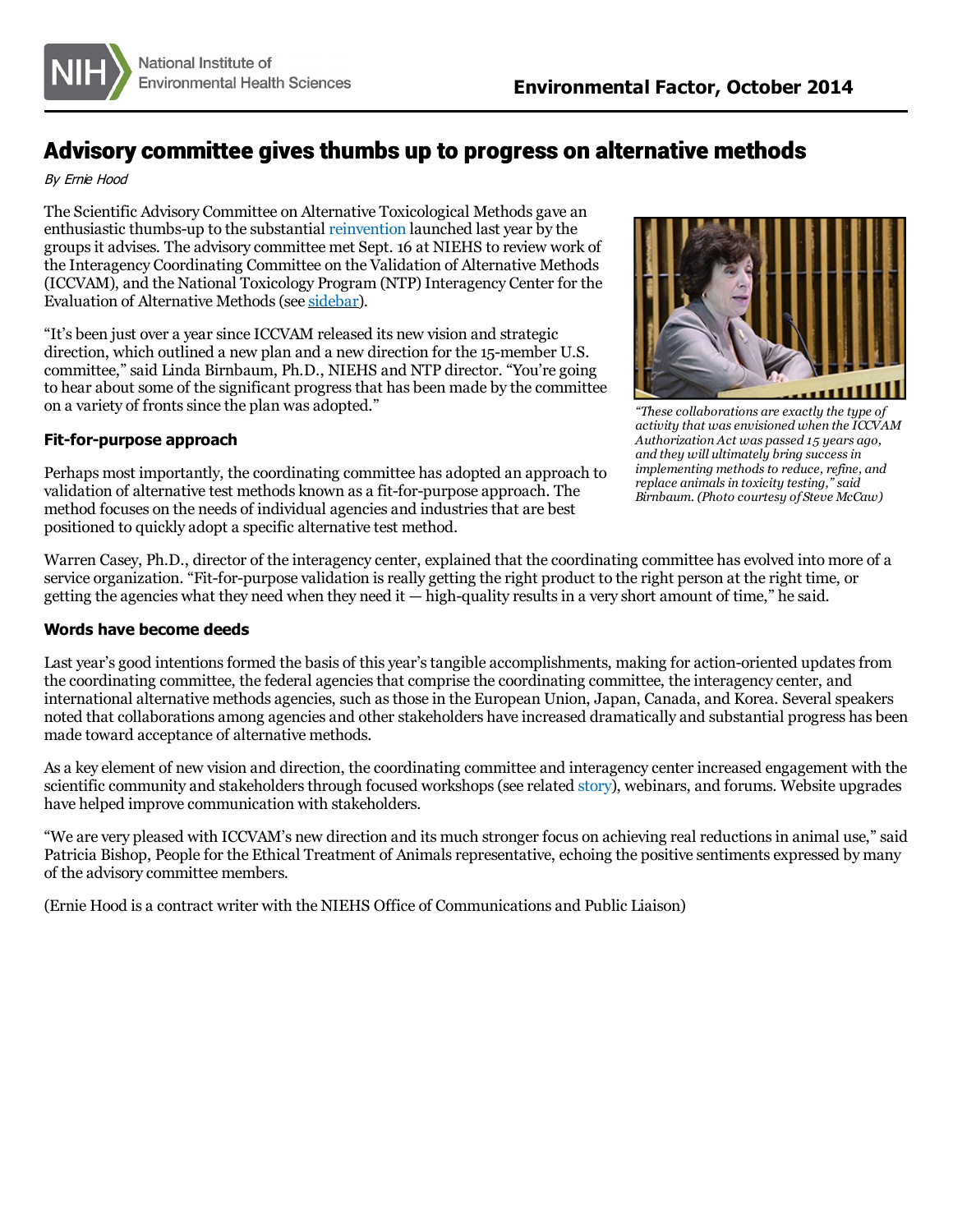# Advisory committee gives thumbs up to progress on alternative methods

*By Ernie Hood*

The Scientific Advisory Committee on Alternative Toxicological Methods gave an enthusiastic thumbs-up to the substantial reinvention launched last year by the groups it advises. The advisory committee met Sept. 16 at NIEHS to review work of the Interagency Coordinating Committee on the Validation of Alternative Methods (ICCVAM), and the National Toxicology Program (NTP) Interagency Center for the Evaluation of Alternative Methods (see sidebar).

"It's been just over a year since ICCVAM released its new vision and strategic direction, which outlined a new plan and a new direction for the 15-member U.S. committee," said Linda Birnbaum, Ph.D., NIEHS and NTP director. "You're going to hear about some of the significant progress that has been made by the committee on a variety of fronts since the plan was adopted."

*"These collaborations are exactly the type of activity that was envisioned when the ICCVAM Authorization Act was passed 15 years ago, and they will ultimately bring success in implementing methods to reduce, refine, and replace animals in toxicity testing," said Birnbaum. (Photo courtesy of Steve McCaw)*

### Fit-for-purpose approach

Perhaps most importantly, the coordinating committee has adopted an approach to validation of alternative test methods known as a fit-for-purpose approach. The method focuses on the needs of individual agencies and industries that are best positioned to quickly adopt a specific alternative test method.

Warren Casey, Ph.D., director of the interagency center, explained that the coordinating committee has evolved into more of a service organization. "Fit-for-purpose validation is really getting the right product to the right person at the right time, or getting the agencies what they need when they need it — high-quality results in a very short amount of time," he said.

### Words have become deeds

Last year's good intentions formed the basis of this year's tangible accomplishments, making for action-oriented updates from the coordinating committee, the federal agencies that comprise the coordinating committee, the interagency center, and international alternative methods agencies, such as those in the European Union, Japan, Canada, and Korea. Several speakers noted that collaborations among agencies and other stakeholders have increased dramatically and substantial progress has been made toward acceptance of alternative methods.

As a key element of new vision and direction, the coordinating committee and interagency center increased engagement with the scientific community and stakeholders through focused workshops (see related story), webinars, and forums. Website upgrades have helped improve communication with stakeholders.

"We are very pleased with ICCVAM's new direction and its much stronger focus on achieving real reductions in animal use," said Patricia Bishop, People for the Ethical Treatment of Animals representative, echoing the positive sentiments expressed by many of the advisory committee members.

(Ernie Hood is a contract writer with the NIEHS Office of Communications and Public Liaison)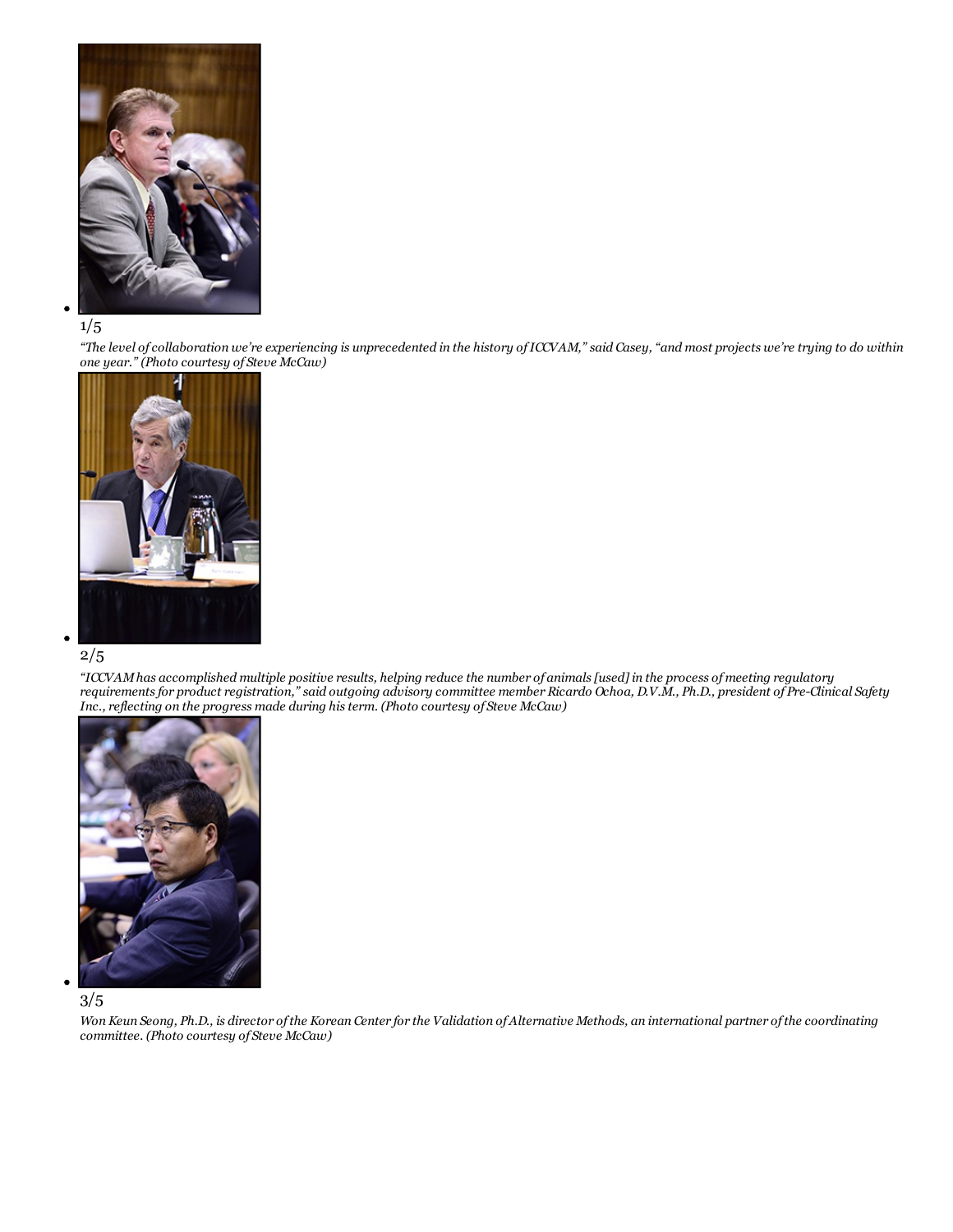- 1/5

  *“The level of collaboration we’re experiencing is unprecedented in the history of ICCVAM,” said Casey, “and most projects we’re trying to do within one year.” (Photo courtesy of Steve McCaw)*

- 2/5

  *“ICCVAM has accomplished multiple positive results, helping reduce the number of animals [used] in the process of meeting regulatory requirements for product registration,” said outgoing advisory committee member Ricardo Ochoa, D.V.M., Ph.D., president of Pre-Clinical Safety Inc., reflecting on the progress made during his term. (Photo courtesy of Steve McCaw)*

- 3/5

  *Won Keun Seong, Ph.D., is director of the Korean Center for the Validation of Alternative Methods, an international partner of the coordinating committee. (Photo courtesy of Steve McCaw)*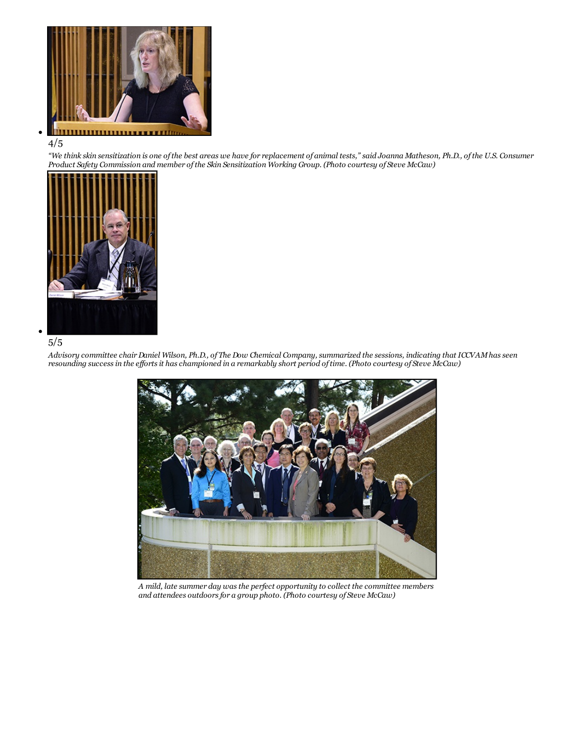- 4/5

  *"We think skin sensitization is one of the best areas we have for replacement of animal tests," said Joanna Matheson, Ph.D., of the U.S. Consumer Product Safety Commission and member of the Skin Sensitization Working Group. (Photo courtesy of Steve McCaw)*

- 5/5

  *Advisory committee chair Daniel Wilson, Ph.D., of The Dow Chemical Company, summarized the sessions, indicating that ICCVAM has seen resounding success in the efforts it has championed in a remarkably short period of time. (Photo courtesy of Steve McCaw)*

*A mild, late summer day was the perfect opportunity to collect the committee members and attendees outdoors for a group photo. (Photo courtesy of Steve McCaw)*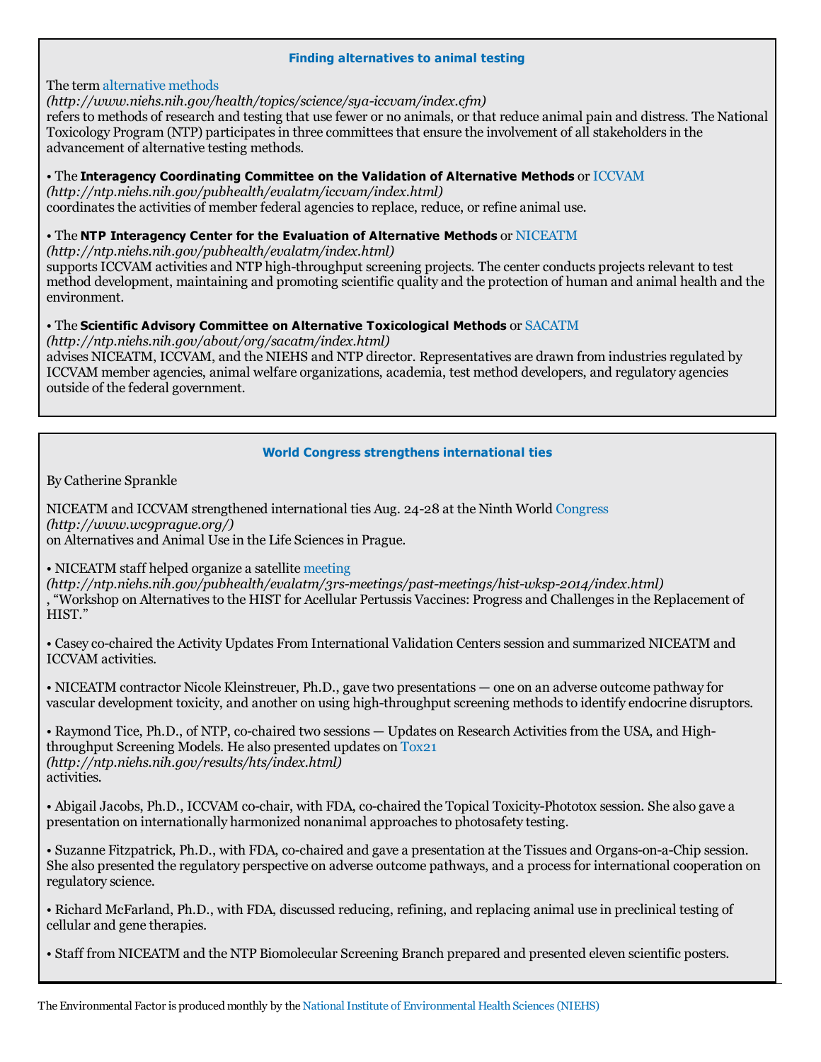### Finding alternatives to animal testing

The term alternative methods
*(http://www.niehs.nih.gov/health/topics/science/sya-iccvam/index.cfm)*
refers to methods of research and testing that use fewer or no animals, or that reduce animal pain and distress. The National Toxicology Program (NTP) participates in three committees that ensure the involvement of all stakeholders in the advancement of alternative testing methods.

• The **Interagency Coordinating Committee on the Validation of Alternative Methods** or ICCVAM
*(http://ntp.niehs.nih.gov/pubhealth/evalatm/iccvam/index.html)*
coordinates the activities of member federal agencies to replace, reduce, or refine animal use.

• The **NTP Interagency Center for the Evaluation of Alternative Methods** or NICEATM
*(http://ntp.niehs.nih.gov/pubhealth/evalatm/index.html)*
supports ICCVAM activities and NTP high-throughput screening projects. The center conducts projects relevant to test method development, maintaining and promoting scientific quality and the protection of human and animal health and the environment.

• The **Scientific Advisory Committee on Alternative Toxicological Methods** or SACATM
*(http://ntp.niehs.nih.gov/about/org/sacatm/index.html)*
advises NICEATM, ICCVAM, and the NIEHS and NTP director. Representatives are drawn from industries regulated by ICCVAM member agencies, animal welfare organizations, academia, test method developers, and regulatory agencies outside of the federal government.

### World Congress strengthens international ties

By Catherine Sprankle

NICEATM and ICCVAM strengthened international ties Aug. 24-28 at the Ninth World Congress
*(http://www.wc9prague.org/)*
on Alternatives and Animal Use in the Life Sciences in Prague.

• NICEATM staff helped organize a satellite meeting
*(http://ntp.niehs.nih.gov/pubhealth/evalatm/3rs-meetings/past-meetings/hist-wksp-2014/index.html)*
, "Workshop on Alternatives to the HIST for Acellular Pertussis Vaccines: Progress and Challenges in the Replacement of HIST."

• Casey co-chaired the Activity Updates From International Validation Centers session and summarized NICEATM and ICCVAM activities.

• NICEATM contractor Nicole Kleinstreuer, Ph.D., gave two presentations — one on an adverse outcome pathway for vascular development toxicity, and another on using high-throughput screening methods to identify endocrine disruptors.

• Raymond Tice, Ph.D., of NTP, co-chaired two sessions — Updates on Research Activities from the USA, and High-throughput Screening Models. He also presented updates on Tox21
*(http://ntp.niehs.nih.gov/results/hts/index.html)*
activities.

• Abigail Jacobs, Ph.D., ICCVAM co-chair, with FDA, co-chaired the Topical Toxicity-Phototox session. She also gave a presentation on internationally harmonized nonanimal approaches to photosafety testing.

• Suzanne Fitzpatrick, Ph.D., with FDA, co-chaired and gave a presentation at the Tissues and Organs-on-a-Chip session. She also presented the regulatory perspective on adverse outcome pathways, and a process for international cooperation on regulatory science.

• Richard McFarland, Ph.D., with FDA, discussed reducing, refining, and replacing animal use in preclinical testing of cellular and gene therapies.

• Staff from NICEATM and the NTP Biomolecular Screening Branch prepared and presented eleven scientific posters.

The Environmental Factor is produced monthly by the National Institute of Environmental Health Sciences (NIEHS)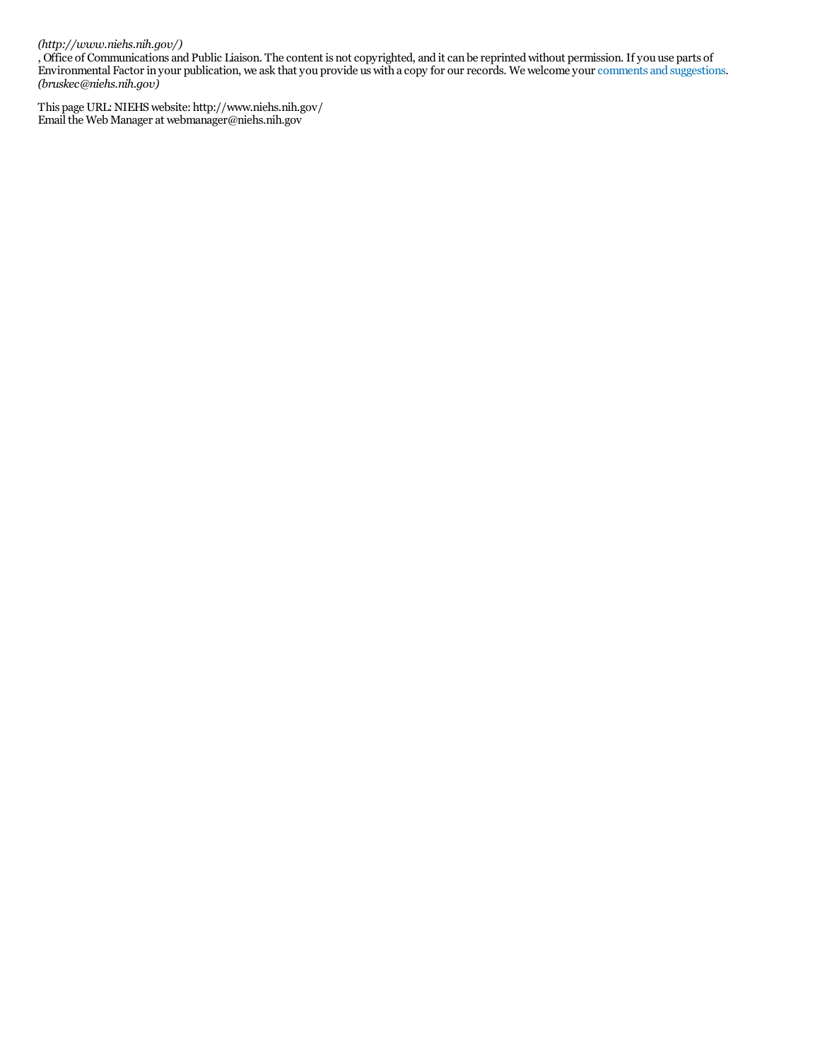*(http://www.niehs.nih.gov/)*
, Office of Communications and Public Liaison. The content is not copyrighted, and it can be reprinted without permission. If you use parts of Environmental Factor in your publication, we ask that you provide us with a copy for our records. We welcome your comments and suggestions.
*(bruskec@niehs.nih.gov)*

This page URL: NIEHS website: http://www.niehs.nih.gov/
Email the Web Manager at webmanager@niehs.nih.gov